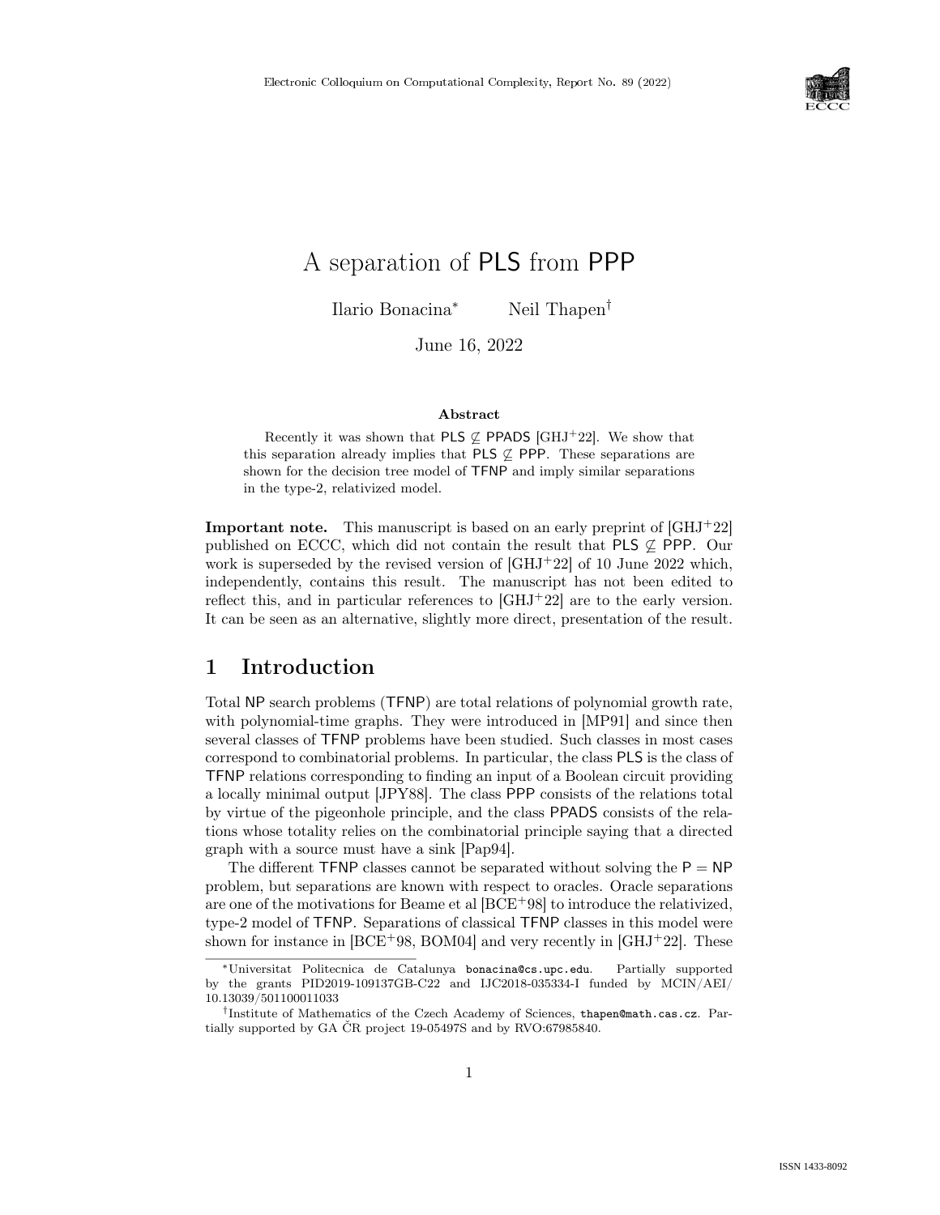# A separation of PLS from PPP

Ilario Bonacina* Neil Thapen†

June 16, 2022

**Abstract**

Recently it was shown that PLS $\not\subseteq$ PPADS [GHJ+22]. We show that this separation already implies that PLS $\not\subseteq$ PPP. These separations are shown for the decision tree model of TFNP and imply similar separations in the type-2, relativized model.

**Important note.** This manuscript is based on an early preprint of [GHJ+22] published on ECCC, which did not contain the result that PLS $\not\subseteq$ PPP. Our work is superseded by the revised version of [GHJ+22] of 10 June 2022 which, independently, contains this result. The manuscript has not been edited to reflect this, and in particular references to [GHJ+22] are to the early version. It can be seen as an alternative, slightly more direct, presentation of the result.

## 1 Introduction

Total NP search problems (TFNP) are total relations of polynomial growth rate, with polynomial-time graphs. They were introduced in [MP91] and since then several classes of TFNP problems have been studied. Such classes in most cases correspond to combinatorial problems. In particular, the class PLS is the class of TFNP relations corresponding to finding an input of a Boolean circuit providing a locally minimal output [JPY88]. The class PPP consists of the relations total by virtue of the pigeonhole principle, and the class PPADS consists of the relations whose totality relies on the combinatorial principle saying that a directed graph with a source must have a sink [Pap94].

The different TFNP classes cannot be separated without solving the P = NP problem, but separations are known with respect to oracles. Oracle separations are one of the motivations for Beame et al [BCE+98] to introduce the relativized, type-2 model of TFNP. Separations of classical TFNP classes in this model were shown for instance in [BCE+98, BOM04] and very recently in [GHJ+22]. These

---

*Universitat Politecnica de Catalunya bonacina@cs.upc.edu. Partially supported by the grants PID2019-109137GB-C22 and IJC2018-035334-I funded by MCIN/AEI/ 10.13039/501100011033

†Institute of Mathematics of the Czech Academy of Sciences, thapen@math.cas.cz. Partially supported by GA ČR project 19-05497S and by RVO:67985840.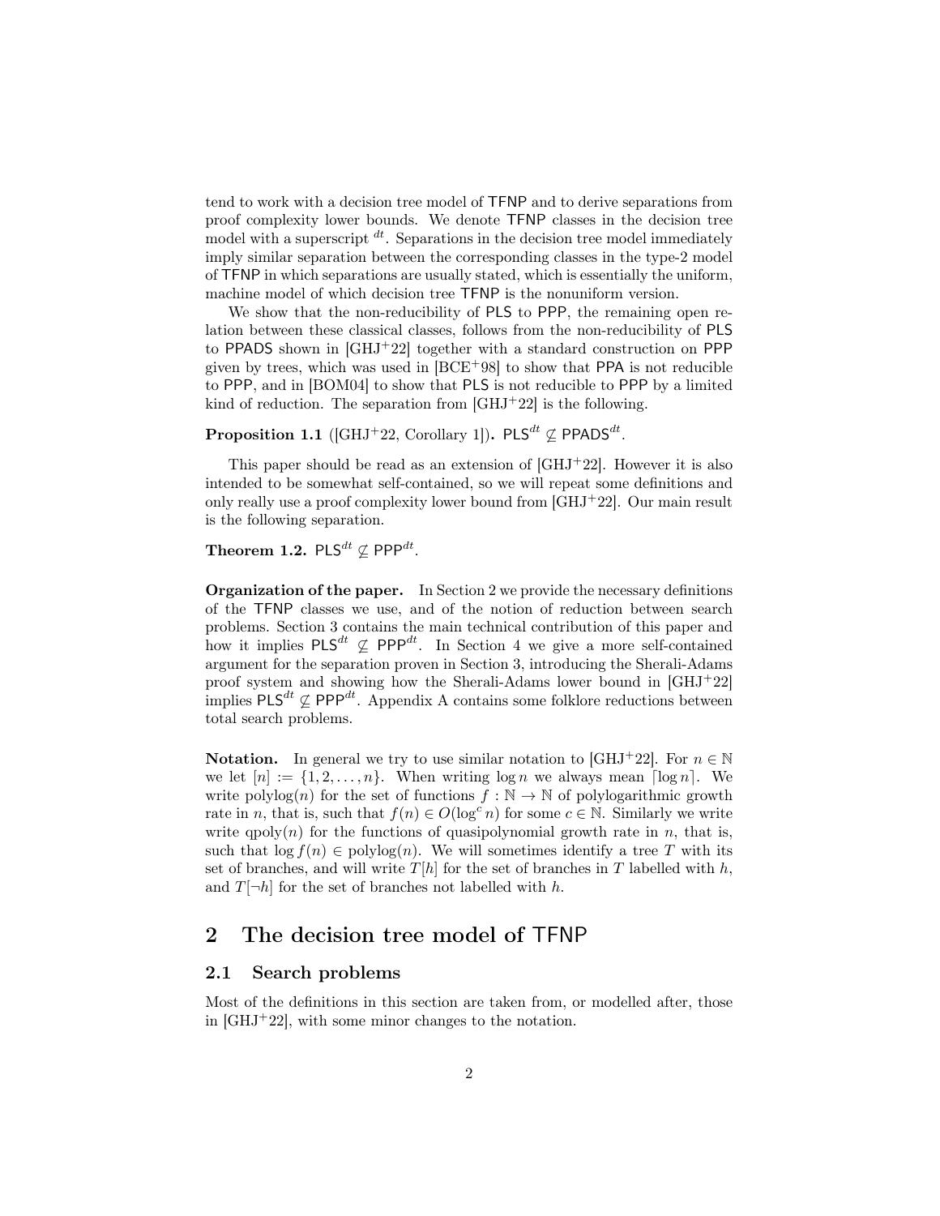tend to work with a decision tree model of TFNP and to derive separations from proof complexity lower bounds. We denote TFNP classes in the decision tree model with a superscript ${}^{dt}$. Separations in the decision tree model immediately imply similar separation between the corresponding classes in the type-2 model of TFNP in which separations are usually stated, which is essentially the uniform, machine model of which decision tree TFNP is the nonuniform version.

We show that the non-reducibility of PLS to PPP, the remaining open relation between these classical classes, follows from the non-reducibility of PLS to PPADS shown in [GHJ+22] together with a standard construction on PPP given by trees, which was used in [BCE+98] to show that PPA is not reducible to PPP, and in [BOM04] to show that PLS is not reducible to PPP by a limited kind of reduction. The separation from [GHJ+22] is the following.

**Proposition 1.1** ([GHJ+22, Corollary 1])**.** $\mathsf{PLS}^{dt} \not\subseteq \mathsf{PPADS}^{dt}$.

This paper should be read as an extension of [GHJ+22]. However it is also intended to be somewhat self-contained, so we will repeat some definitions and only really use a proof complexity lower bound from [GHJ+22]. Our main result is the following separation.

**Theorem 1.2.** $\mathsf{PLS}^{dt} \not\subseteq \mathsf{PPP}^{dt}$.

**Organization of the paper.** In Section 2 we provide the necessary definitions of the TFNP classes we use, and of the notion of reduction between search problems. Section 3 contains the main technical contribution of this paper and how it implies $\mathsf{PLS}^{dt} \not\subseteq \mathsf{PPP}^{dt}$. In Section 4 we give a more self-contained argument for the separation proven in Section 3, introducing the Sherali-Adams proof system and showing how the Sherali-Adams lower bound in [GHJ+22] implies $\mathsf{PLS}^{dt} \not\subseteq \mathsf{PPP}^{dt}$. Appendix A contains some folklore reductions between total search problems.

**Notation.** In general we try to use similar notation to [GHJ+22]. For $n \in \mathbb{N}$ we let $[n] := \{1, 2, \dots, n\}$. When writing $\log n$ we always mean $\lceil \log n \rceil$. We write polylog$(n)$ for the set of functions $f : \mathbb{N} \to \mathbb{N}$ of polylogarithmic growth rate in $n$, that is, such that $f(n) \in O(\log^c n)$ for some $c \in \mathbb{N}$. Similarly we write write qpoly$(n)$ for the functions of quasipolynomial growth rate in $n$, that is, such that $\log f(n) \in \text{polylog}(n)$. We will sometimes identify a tree $T$ with its set of branches, and will write $T[h]$ for the set of branches in $T$ labelled with $h$, and $T[\neg h]$ for the set of branches not labelled with $h$.

## 2 The decision tree model of TFNP

### 2.1 Search problems

Most of the definitions in this section are taken from, or modelled after, those in [GHJ+22], with some minor changes to the notation.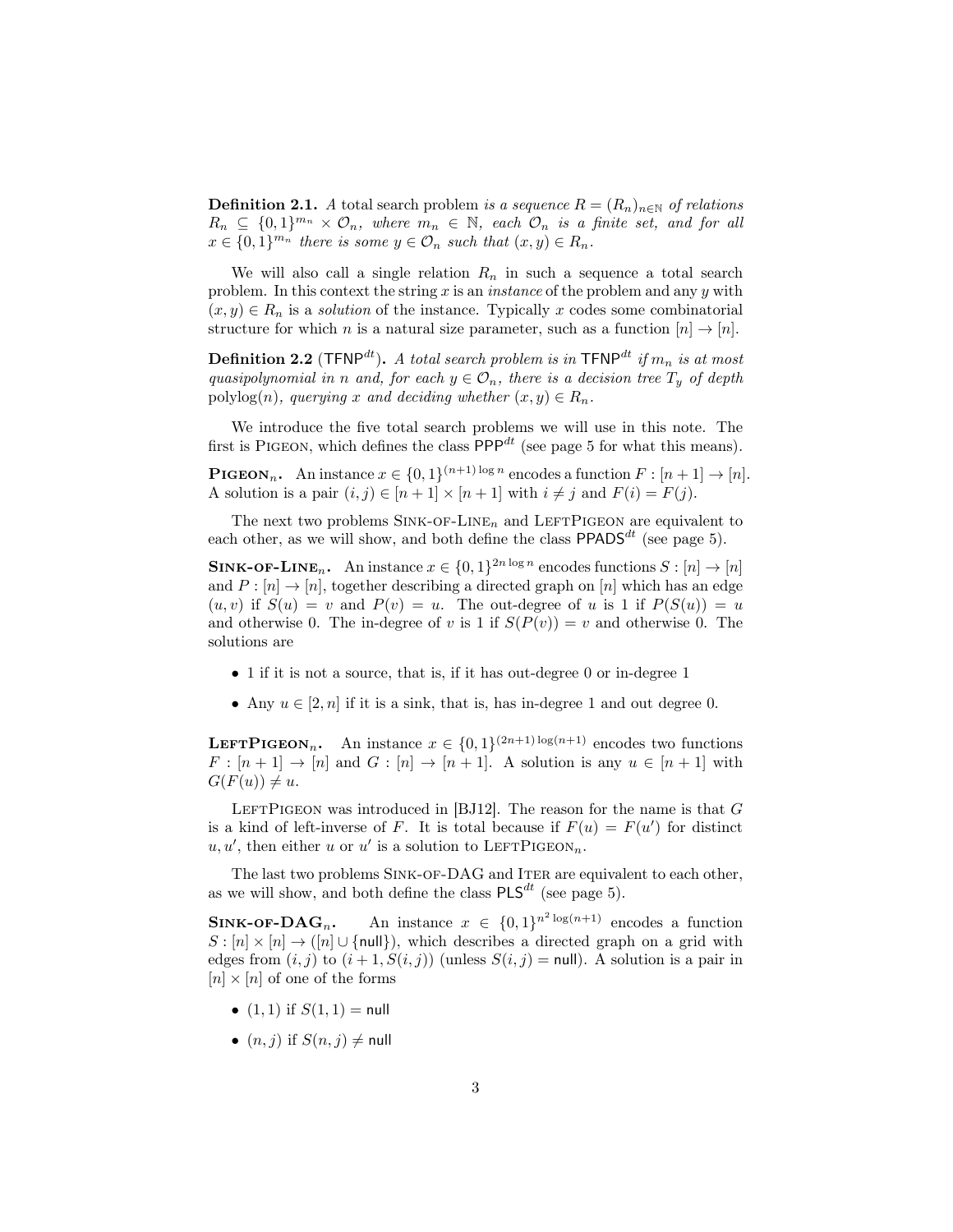**Definition 2.1.** *A* total search problem *is a sequence $R = (R_n)_{n \in \mathbb{N}}$ of relations $R_n \subseteq \{0,1\}^{m_n} \times \mathcal{O}_n$, where $m_n \in \mathbb{N}$, each $\mathcal{O}_n$ is a finite set, and for all $x \in \{0,1\}^{m_n}$ there is some $y \in \mathcal{O}_n$ such that $(x, y) \in R_n$.*

We will also call a single relation $R_n$ in such a sequence a total search problem. In this context the string $x$ is an *instance* of the problem and any $y$ with $(x, y) \in R_n$ is a *solution* of the instance. Typically $x$ codes some combinatorial structure for which $n$ is a natural size parameter, such as a function $[n] \to [n]$.

**Definition 2.2** ($\mathsf{TFNP}^{dt}$)**.** *A total search problem is in $\mathsf{TFNP}^{dt}$ if $m_n$ is at most quasipolynomial in $n$ and, for each $y \in \mathcal{O}_n$, there is a decision tree $T_y$ of depth $\mathrm{polylog}(n)$, querying $x$ and deciding whether $(x, y) \in R_n$.*

We introduce the five total search problems we will use in this note. The first is Pigeon, which defines the class $\mathsf{PPP}^{dt}$ (see page 5 for what this means).

**Pigeon$_n$.** An instance $x \in \{0,1\}^{(n+1)\log n}$ encodes a function $F : [n+1] \to [n]$. A solution is a pair $(i, j) \in [n+1] \times [n+1]$ with $i \neq j$ and $F(i) = F(j)$.

The next two problems Sink-of-Line$_n$ and LeftPigeon are equivalent to each other, as we will show, and both define the class $\mathsf{PPADS}^{dt}$ (see page 5).

**Sink-of-Line$_n$.** An instance $x \in \{0,1\}^{2n \log n}$ encodes functions $S : [n] \to [n]$ and $P : [n] \to [n]$, together describing a directed graph on $[n]$ which has an edge $(u, v)$ if $S(u) = v$ and $P(v) = u$. The out-degree of $u$ is 1 if $P(S(u)) = u$ and otherwise 0. The in-degree of $v$ is 1 if $S(P(v)) = v$ and otherwise 0. The solutions are

- 1 if it is not a source, that is, if it has out-degree 0 or in-degree 1
- Any $u \in [2, n]$ if it is a sink, that is, has in-degree 1 and out degree 0.

**LeftPigeon$_n$.** An instance $x \in \{0,1\}^{(2n+1)\log(n+1)}$ encodes two functions $F : [n+1] \to [n]$ and $G : [n] \to [n+1]$. A solution is any $u \in [n+1]$ with $G(F(u)) \neq u$.

LeftPigeon was introduced in [BJ12]. The reason for the name is that $G$ is a kind of left-inverse of $F$. It is total because if $F(u) = F(u')$ for distinct $u, u'$, then either $u$ or $u'$ is a solution to LeftPigeon$_n$.

The last two problems Sink-of-DAG and Iter are equivalent to each other, as we will show, and both define the class $\mathsf{PLS}^{dt}$ (see page 5).

**Sink-of-DAG$_n$.** An instance $x \in \{0,1\}^{n^2 \log(n+1)}$ encodes a function $S : [n] \times [n] \to ([n] \cup \{\mathsf{null}\})$, which describes a directed graph on a grid with edges from $(i, j)$ to $(i+1, S(i, j))$ (unless $S(i, j) = \mathsf{null}$). A solution is a pair in $[n] \times [n]$ of one of the forms

- $(1, 1)$ if $S(1, 1) = \mathsf{null}$
- $(n, j)$ if $S(n, j) \neq \mathsf{null}$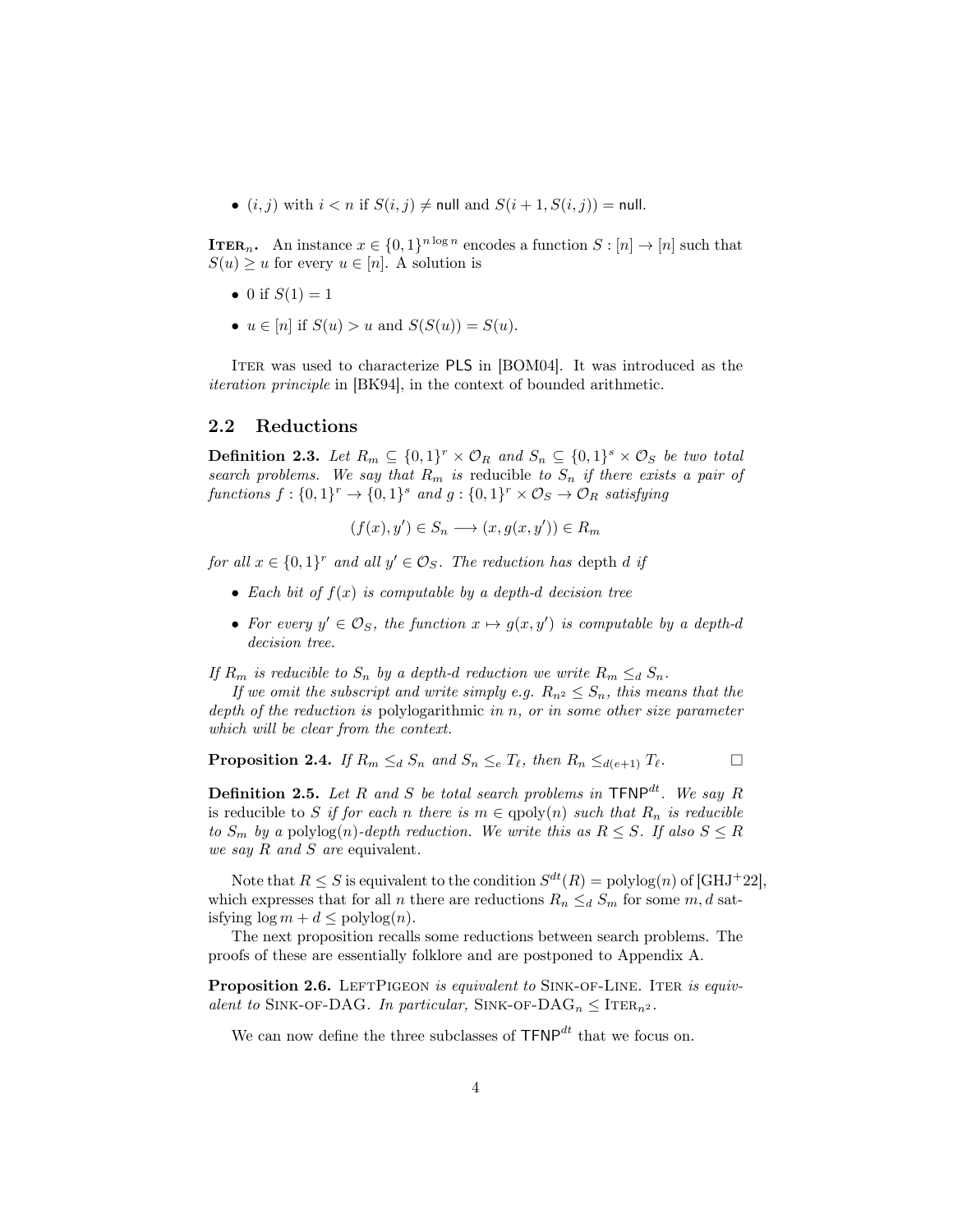- $(i, j)$ with $i < n$ if $S(i, j) \neq \mathsf{null}$ and $S(i+1, S(i, j)) = \mathsf{null}$.

**Iter$_n$.** An instance $x \in \{0,1\}^{n \log n}$ encodes a function $S : [n] \to [n]$ such that $S(u) \geq u$ for every $u \in [n]$. A solution is

- 0 if $S(1) = 1$
- $u \in [n]$ if $S(u) > u$ and $S(S(u)) = S(u)$.

Iter was used to characterize PLS in [BOM04]. It was introduced as the *iteration principle* in [BK94], in the context of bounded arithmetic.

## 2.2 Reductions

**Definition 2.3.** *Let $R_m \subseteq \{0,1\}^r \times \mathcal{O}_R$ and $S_n \subseteq \{0,1\}^s \times \mathcal{O}_S$ be two total search problems. We say that $R_m$ is* reducible *to $S_n$ if there exists a pair of functions $f : \{0,1\}^r \to \{0,1\}^s$ and $g : \{0,1\}^r \times \mathcal{O}_S \to \mathcal{O}_R$ satisfying*

$$(f(x), y') \in S_n \longrightarrow (x, g(x, y')) \in R_m$$

*for all $x \in \{0,1\}^r$ and all $y' \in \mathcal{O}_S$. The reduction has* depth $d$ *if*

- *Each bit of $f(x)$ is computable by a depth-$d$ decision tree*
- *For every $y' \in \mathcal{O}_S$, the function $x \mapsto g(x, y')$ is computable by a depth-$d$ decision tree.*

*If $R_m$ is reducible to $S_n$ by a depth-$d$ reduction we write $R_m \leq_d S_n$.*

*If we omit the subscript and write simply e.g. $R_{n^2} \leq S_n$, this means that the depth of the reduction is* polylogarithmic *in $n$, or in some other size parameter which will be clear from the context.*

**Proposition 2.4.** *If $R_m \leq_d S_n$ and $S_n \leq_e T_\ell$, then $R_n \leq_{d(e+1)} T_\ell$.* $\square$

**Definition 2.5.** *Let $R$ and $S$ be total search problems in $\mathsf{TFNP}^{dt}$. We say $R$* is reducible to $S$ *if for each $n$ there is $m \in \text{qpoly}(n)$ such that $R_n$ is reducible to $S_m$ by a* polylog$(n)$*-depth reduction. We write this as $R \leq S$. If also $S \leq R$ we say $R$ and $S$ are* equivalent.

Note that $R \leq S$ is equivalent to the condition $S^{dt}(R) = \text{polylog}(n)$ of [GHJ+22], which expresses that for all $n$ there are reductions $R_n \leq_d S_m$ for some $m, d$ satisfying $\log m + d \leq \text{polylog}(n)$.

The next proposition recalls some reductions between search problems. The proofs of these are essentially folklore and are postponed to Appendix A.

**Proposition 2.6.** LeftPigeon *is equivalent to* Sink-of-Line. Iter *is equivalent to* Sink-of-DAG. *In particular,* Sink-of-DAG$_n \leq$ Iter$_{n^2}$.

We can now define the three subclasses of $\mathsf{TFNP}^{dt}$ that we focus on.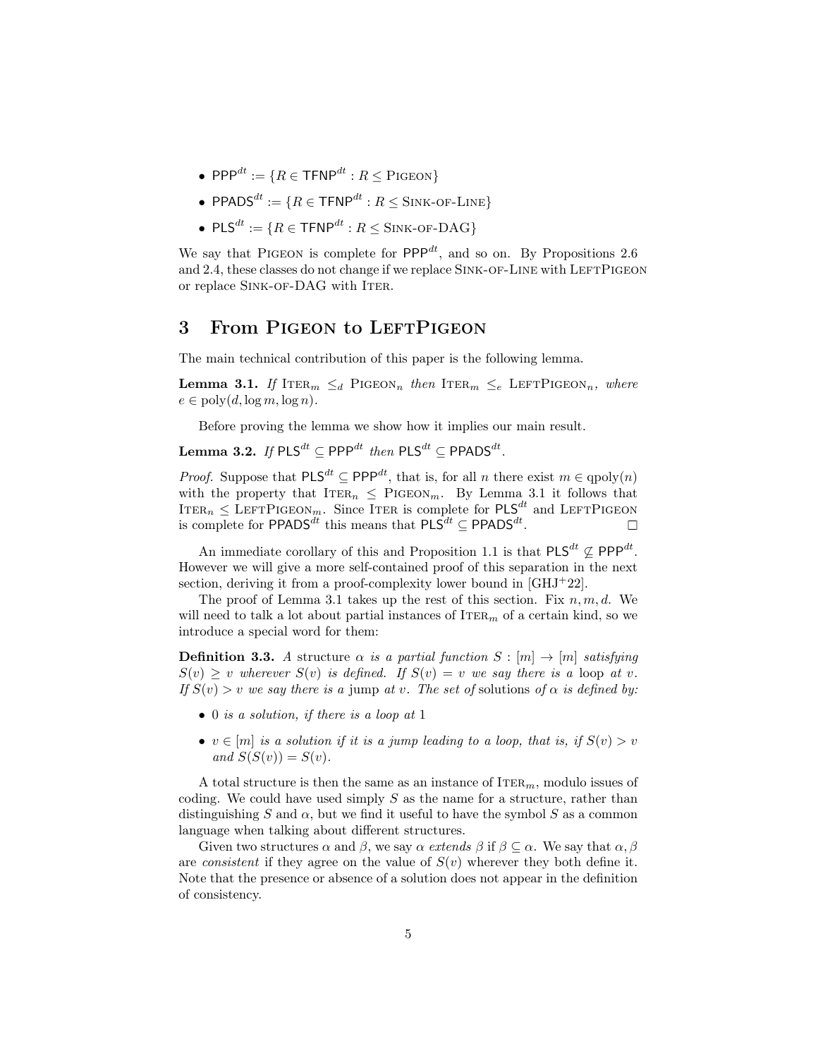- $\mathsf{PPP}^{dt} := \{R \in \mathsf{TFNP}^{dt} : R \leq \text{Pigeon}\}$
- $\mathsf{PPADS}^{dt} := \{R \in \mathsf{TFNP}^{dt} : R \leq \text{Sink-of-Line}\}$
- $\mathsf{PLS}^{dt} := \{R \in \mathsf{TFNP}^{dt} : R \leq \text{Sink-of-DAG}\}$

We say that Pigeon is complete for $\mathsf{PPP}^{dt}$, and so on. By Propositions 2.6 and 2.4, these classes do not change if we replace Sink-of-Line with LeftPigeon or replace Sink-of-DAG with Iter.

## 3 From Pigeon to LeftPigeon

The main technical contribution of this paper is the following lemma.

**Lemma 3.1.** *If* $\text{Iter}_m \leq_d \text{Pigeon}_n$ *then* $\text{Iter}_m \leq_e \text{LeftPigeon}_n$*, where* $e \in \text{poly}(d, \log m, \log n)$.

Before proving the lemma we show how it implies our main result.

**Lemma 3.2.** *If* $\mathsf{PLS}^{dt} \subseteq \mathsf{PPP}^{dt}$ *then* $\mathsf{PLS}^{dt} \subseteq \mathsf{PPADS}^{dt}$.

*Proof.* Suppose that $\mathsf{PLS}^{dt} \subseteq \mathsf{PPP}^{dt}$, that is, for all $n$ there exist $m \in \text{qpoly}(n)$ with the property that $\text{Iter}_n \leq \text{Pigeon}_m$. By Lemma 3.1 it follows that $\text{Iter}_n \leq \text{LeftPigeon}_m$. Since Iter is complete for $\mathsf{PLS}^{dt}$ and LeftPigeon is complete for $\mathsf{PPADS}^{dt}$ this means that $\mathsf{PLS}^{dt} \subseteq \mathsf{PPADS}^{dt}$. $\square$

An immediate corollary of this and Proposition 1.1 is that $\mathsf{PLS}^{dt} \not\subseteq \mathsf{PPP}^{dt}$. However we will give a more self-contained proof of this separation in the next section, deriving it from a proof-complexity lower bound in [GHJ+22].

The proof of Lemma 3.1 takes up the rest of this section. Fix $n, m, d$. We will need to talk a lot about partial instances of $\text{Iter}_m$ of a certain kind, so we introduce a special word for them:

**Definition 3.3.** *A* structure $\alpha$ *is a partial function* $S : [m] \to [m]$ *satisfying* $S(v) \geq v$ *wherever* $S(v)$ *is defined. If* $S(v) = v$ *we say there is a* loop *at* $v$*. If* $S(v) > v$ *we say there is a* jump *at* $v$*. The set of* solutions *of* $\alpha$ *is defined by:*

- $0$ *is a solution, if there is a loop at* $1$
- $v \in [m]$ *is a solution if it is a jump leading to a loop, that is, if* $S(v) > v$ *and* $S(S(v)) = S(v)$.

A total structure is then the same as an instance of $\text{Iter}_m$, modulo issues of coding. We could have used simply $S$ as the name for a structure, rather than distinguishing $S$ and $\alpha$, but we find it useful to have the symbol $S$ as a common language when talking about different structures.

Given two structures $\alpha$ and $\beta$, we say $\alpha$ *extends* $\beta$ if $\beta \subseteq \alpha$. We say that $\alpha, \beta$ are *consistent* if they agree on the value of $S(v)$ wherever they both define it. Note that the presence or absence of a solution does not appear in the definition of consistency.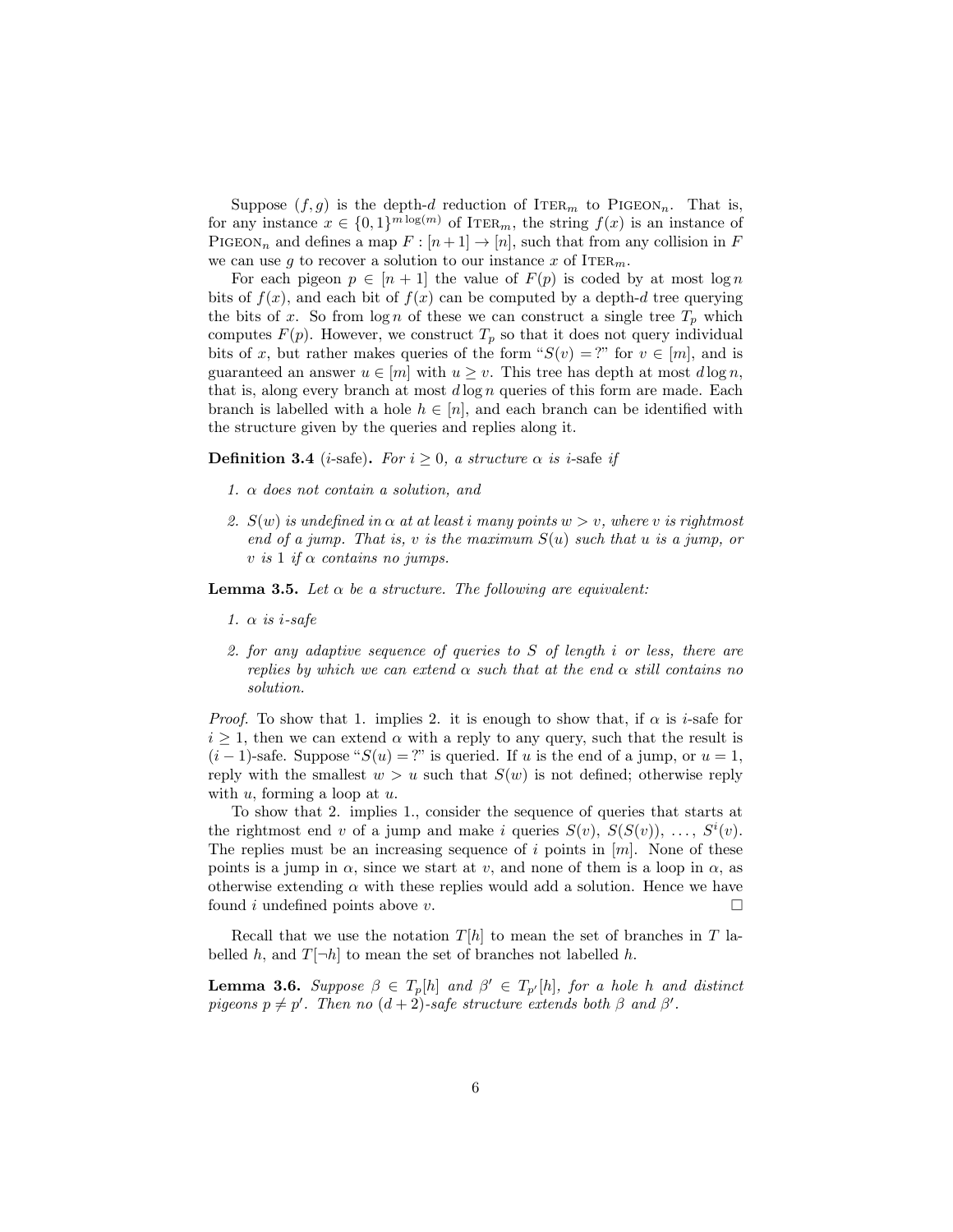Suppose $(f, g)$ is the depth-$d$ reduction of $\text{ITER}_m$ to $\text{PIGEON}_n$. That is, for any instance $x \in \{0,1\}^{m \log(m)}$ of $\text{ITER}_m$, the string $f(x)$ is an instance of $\text{PIGEON}_n$ and defines a map $F : [n+1] \to [n]$, such that from any collision in $F$ we can use $g$ to recover a solution to our instance $x$ of $\text{ITER}_m$.

For each pigeon $p \in [n+1]$ the value of $F(p)$ is coded by at most $\log n$ bits of $f(x)$, and each bit of $f(x)$ can be computed by a depth-$d$ tree querying the bits of $x$. So from $\log n$ of these we can construct a single tree $T_p$ which computes $F(p)$. However, we construct $T_p$ so that it does not query individual bits of $x$, but rather makes queries of the form "$S(v) = ?$" for $v \in [m]$, and is guaranteed an answer $u \in [m]$ with $u \geq v$. This tree has depth at most $d \log n$, that is, along every branch at most $d \log n$ queries of this form are made. Each branch is labelled with a hole $h \in [n]$, and each branch can be identified with the structure given by the queries and replies along it.

**Definition 3.4** (*i*-safe)**.** *For $i \geq 0$, a structure $\alpha$ is* $i$-safe *if*

1. *$\alpha$ does not contain a solution, and*
2. *$S(w)$ is undefined in $\alpha$ at at least $i$ many points $w > v$, where $v$ is rightmost end of a jump. That is, $v$ is the maximum $S(u)$ such that $u$ is a jump, or $v$ is 1 if $\alpha$ contains no jumps.*

**Lemma 3.5.** *Let $\alpha$ be a structure. The following are equivalent:*

1. *$\alpha$ is $i$-safe*
2. *for any adaptive sequence of queries to $S$ of length $i$ or less, there are replies by which we can extend $\alpha$ such that at the end $\alpha$ still contains no solution.*

*Proof.* To show that 1. implies 2. it is enough to show that, if $\alpha$ is $i$-safe for $i \geq 1$, then we can extend $\alpha$ with a reply to any query, such that the result is $(i-1)$-safe. Suppose "$S(u) = ?$" is queried. If $u$ is the end of a jump, or $u = 1$, reply with the smallest $w > u$ such that $S(w)$ is not defined; otherwise reply with $u$, forming a loop at $u$.

To show that 2. implies 1., consider the sequence of queries that starts at the rightmost end $v$ of a jump and make $i$ queries $S(v)$, $S(S(v))$, $\ldots$, $S^i(v)$. The replies must be an increasing sequence of $i$ points in $[m]$. None of these points is a jump in $\alpha$, since we start at $v$, and none of them is a loop in $\alpha$, as otherwise extending $\alpha$ with these replies would add a solution. Hence we have found $i$ undefined points above $v$. $\square$

Recall that we use the notation $T[h]$ to mean the set of branches in $T$ labelled $h$, and $T[\neg h]$ to mean the set of branches not labelled $h$.

**Lemma 3.6.** *Suppose $\beta \in T_p[h]$ and $\beta' \in T_{p'}[h]$, for a hole $h$ and distinct pigeons $p \neq p'$. Then no $(d+2)$-safe structure extends both $\beta$ and $\beta'$.*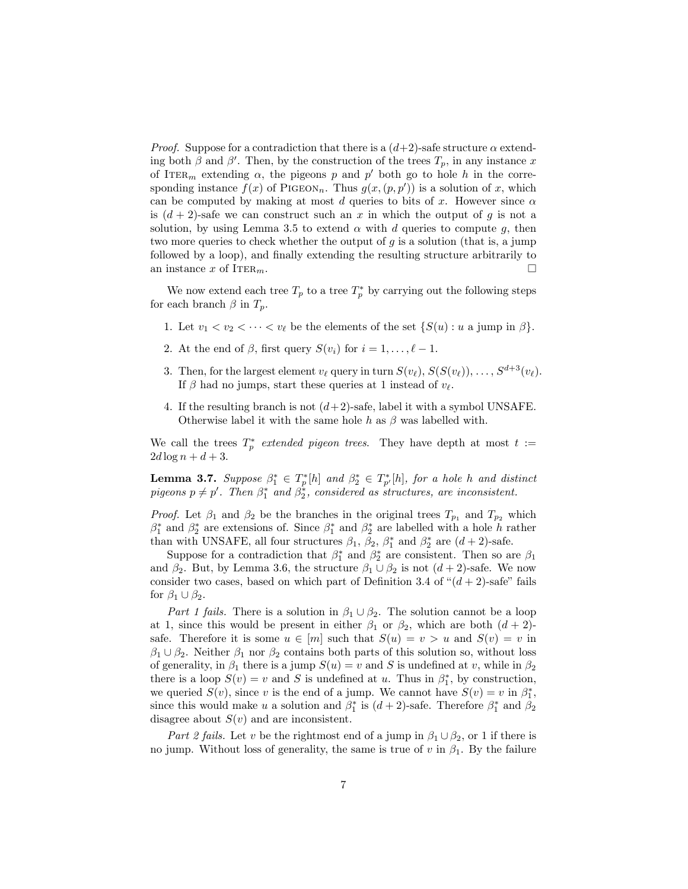*Proof.* Suppose for a contradiction that there is a $(d+2)$-safe structure $\alpha$ extending both $\beta$ and $\beta'$. Then, by the construction of the trees $T_p$, in any instance $x$ of $\text{ITER}_m$ extending $\alpha$, the pigeons $p$ and $p'$ both go to hole $h$ in the corresponding instance $f(x)$ of $\text{PIGEON}_n$. Thus $g(x,(p,p'))$ is a solution of $x$, which can be computed by making at most $d$ queries to bits of $x$. However since $\alpha$ is $(d+2)$-safe we can construct such an $x$ in which the output of $g$ is not a solution, by using Lemma 3.5 to extend $\alpha$ with $d$ queries to compute $g$, then two more queries to check whether the output of $g$ is a solution (that is, a jump followed by a loop), and finally extending the resulting structure arbitrarily to an instance $x$ of $\text{ITER}_m$. □

We now extend each tree $T_p$ to a tree $T_p^*$ by carrying out the following steps for each branch $\beta$ in $T_p$.

1. Let $v_1 < v_2 < \cdots < v_\ell$ be the elements of the set $\{S(u) : u \text{ a jump in } \beta\}$.
2. At the end of $\beta$, first query $S(v_i)$ for $i = 1, \ldots, \ell - 1$.
3. Then, for the largest element $v_\ell$ query in turn $S(v_\ell)$, $S(S(v_\ell)), \ldots, S^{d+3}(v_\ell)$. If $\beta$ had no jumps, start these queries at 1 instead of $v_\ell$.
4. If the resulting branch is not $(d+2)$-safe, label it with a symbol UNSAFE. Otherwise label it with the same hole $h$ as $\beta$ was labelled with.

We call the trees $T_p^*$ *extended pigeon trees*. They have depth at most $t := 2d\log n + d + 3$.

**Lemma 3.7.** *Suppose $\beta_1^* \in T_p^*[h]$ and $\beta_2^* \in T_{p'}^*[h]$, for a hole $h$ and distinct pigeons $p \neq p'$. Then $\beta_1^*$ and $\beta_2^*$, considered as structures, are inconsistent.*

*Proof.* Let $\beta_1$ and $\beta_2$ be the branches in the original trees $T_{p_1}$ and $T_{p_2}$ which $\beta_1^*$ and $\beta_2^*$ are extensions of. Since $\beta_1^*$ and $\beta_2^*$ are labelled with a hole $h$ rather than with UNSAFE, all four structures $\beta_1$, $\beta_2$, $\beta_1^*$ and $\beta_2^*$ are $(d+2)$-safe.

Suppose for a contradiction that $\beta_1^*$ and $\beta_2^*$ are consistent. Then so are $\beta_1$ and $\beta_2$. But, by Lemma 3.6, the structure $\beta_1 \cup \beta_2$ is not $(d+2)$-safe. We now consider two cases, based on which part of Definition 3.4 of "$(d+2)$-safe" fails for $\beta_1 \cup \beta_2$.

*Part 1 fails.* There is a solution in $\beta_1 \cup \beta_2$. The solution cannot be a loop at 1, since this would be present in either $\beta_1$ or $\beta_2$, which are both $(d+2)$-safe. Therefore it is some $u \in [m]$ such that $S(u) = v > u$ and $S(v) = v$ in $\beta_1 \cup \beta_2$. Neither $\beta_1$ nor $\beta_2$ contains both parts of this solution so, without loss of generality, in $\beta_1$ there is a jump $S(u) = v$ and $S$ is undefined at $v$, while in $\beta_2$ there is a loop $S(v) = v$ and $S$ is undefined at $u$. Thus in $\beta_1^*$, by construction, we queried $S(v)$, since $v$ is the end of a jump. We cannot have $S(v) = v$ in $\beta_1^*$, since this would make $u$ a solution and $\beta_1^*$ is $(d+2)$-safe. Therefore $\beta_1^*$ and $\beta_2$ disagree about $S(v)$ and are inconsistent.

*Part 2 fails.* Let $v$ be the rightmost end of a jump in $\beta_1 \cup \beta_2$, or 1 if there is no jump. Without loss of generality, the same is true of $v$ in $\beta_1$. By the failure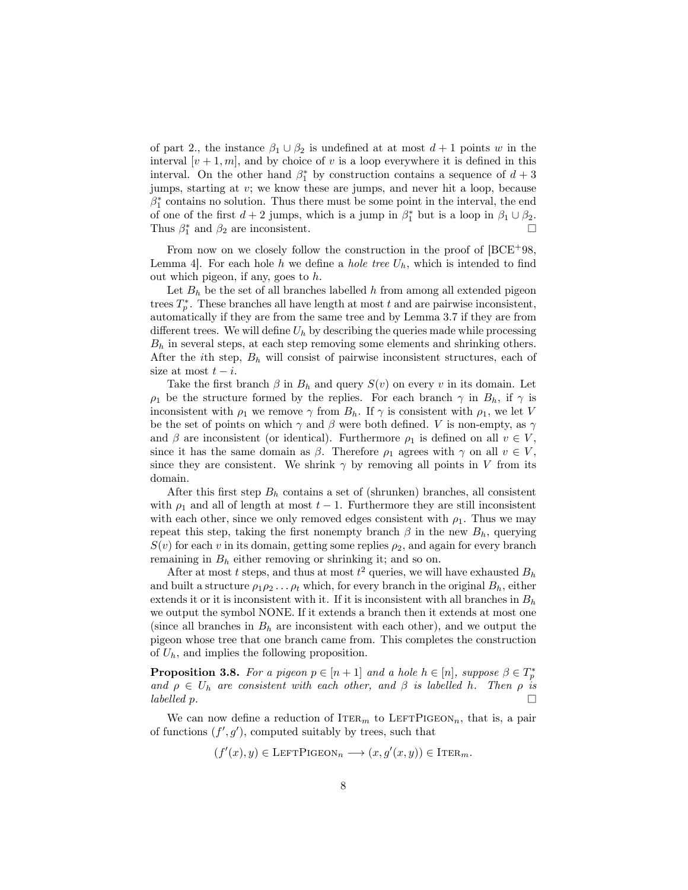of part 2., the instance $\beta_1 \cup \beta_2$ is undefined at at most $d+1$ points $w$ in the interval $[v+1, m]$, and by choice of $v$ is a loop everywhere it is defined in this interval. On the other hand $\beta_1^*$ by construction contains a sequence of $d+3$ jumps, starting at $v$; we know these are jumps, and never hit a loop, because $\beta_1^*$ contains no solution. Thus there must be some point in the interval, the end of one of the first $d+2$ jumps, which is a jump in $\beta_1^*$ but is a loop in $\beta_1 \cup \beta_2$. Thus $\beta_1^*$ and $\beta_2$ are inconsistent. □

From now on we closely follow the construction in the proof of [BCE+98, Lemma 4]. For each hole $h$ we define a *hole tree* $U_h$, which is intended to find out which pigeon, if any, goes to $h$.

Let $B_h$ be the set of all branches labelled $h$ from among all extended pigeon trees $T_p^*$. These branches all have length at most $t$ and are pairwise inconsistent, automatically if they are from the same tree and by Lemma 3.7 if they are from different trees. We will define $U_h$ by describing the queries made while processing $B_h$ in several steps, at each step removing some elements and shrinking others. After the $i$th step, $B_h$ will consist of pairwise inconsistent structures, each of size at most $t-i$.

Take the first branch $\beta$ in $B_h$ and query $S(v)$ on every $v$ in its domain. Let $\rho_1$ be the structure formed by the replies. For each branch $\gamma$ in $B_h$, if $\gamma$ is inconsistent with $\rho_1$ we remove $\gamma$ from $B_h$. If $\gamma$ is consistent with $\rho_1$, we let $V$ be the set of points on which $\gamma$ and $\beta$ were both defined. $V$ is non-empty, as $\gamma$ and $\beta$ are inconsistent (or identical). Furthermore $\rho_1$ is defined on all $v \in V$, since it has the same domain as $\beta$. Therefore $\rho_1$ agrees with $\gamma$ on all $v \in V$, since they are consistent. We shrink $\gamma$ by removing all points in $V$ from its domain.

After this first step $B_h$ contains a set of (shrunken) branches, all consistent with $\rho_1$ and all of length at most $t-1$. Furthermore they are still inconsistent with each other, since we only removed edges consistent with $\rho_1$. Thus we may repeat this step, taking the first nonempty branch $\beta$ in the new $B_h$, querying $S(v)$ for each $v$ in its domain, getting some replies $\rho_2$, and again for every branch remaining in $B_h$ either removing or shrinking it; and so on.

After at most $t$ steps, and thus at most $t^2$ queries, we will have exhausted $B_h$ and built a structure $\rho_1\rho_2\ldots\rho_t$ which, for every branch in the original $B_h$, either extends it or it is inconsistent with it. If it is inconsistent with all branches in $B_h$ we output the symbol NONE. If it extends a branch then it extends at most one (since all branches in $B_h$ are inconsistent with each other), and we output the pigeon whose tree that one branch came from. This completes the construction of $U_h$, and implies the following proposition.

**Proposition 3.8.** *For a pigeon $p \in [n+1]$ and a hole $h \in [n]$, suppose $\beta \in T_p^*$ and $\rho \in U_h$ are consistent with each other, and $\beta$ is labelled $h$. Then $\rho$ is labelled $p$.* □

We can now define a reduction of $\text{ITER}_m$ to $\text{LEFTPIGEON}_n$, that is, a pair of functions $(f', g')$, computed suitably by trees, such that

$$(f'(x), y) \in \text{LEFTPIGEON}_n \longrightarrow (x, g'(x, y)) \in \text{ITER}_m.$$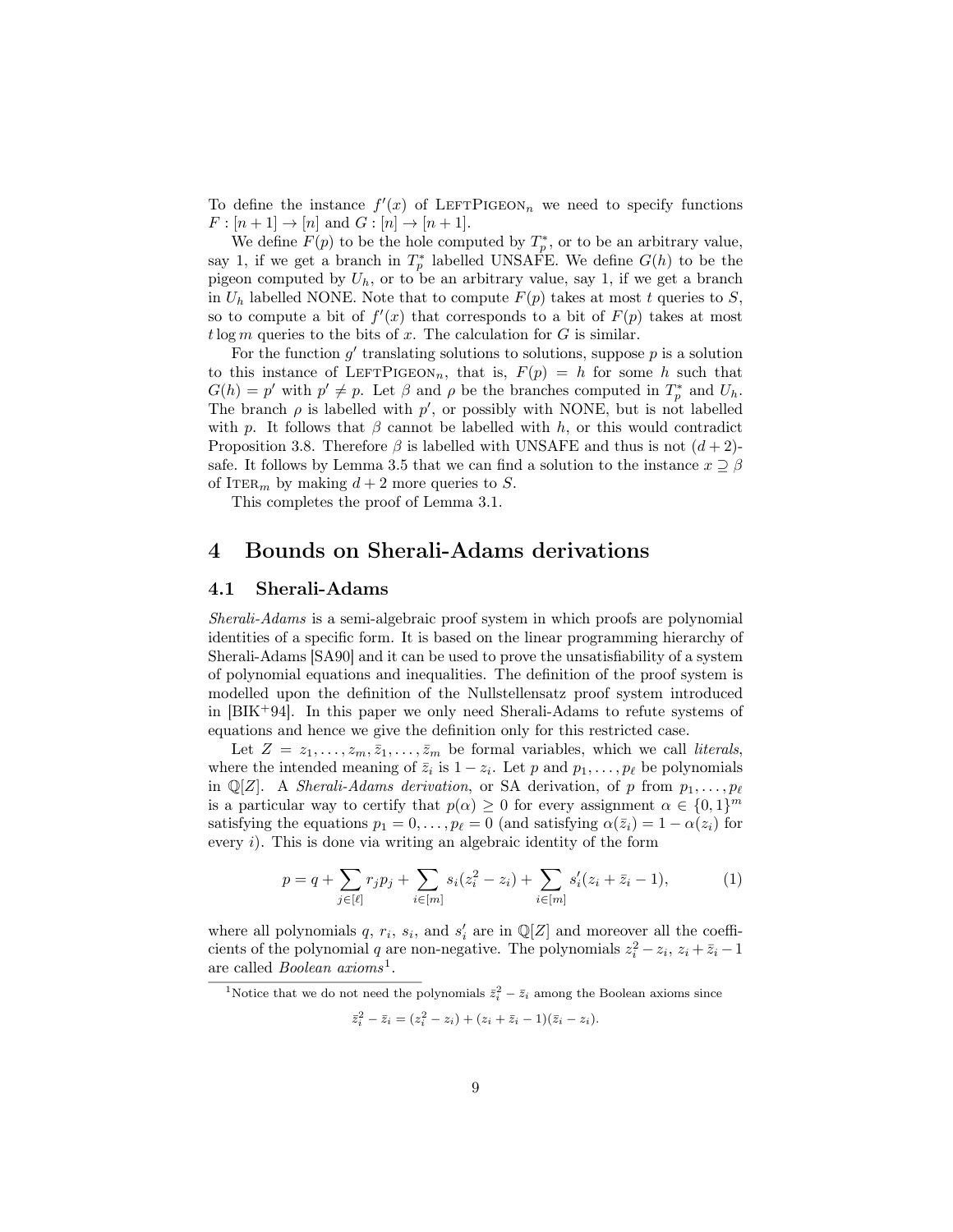To define the instance $f'(x)$ of $\textsc{LeftPigeon}_n$ we need to specify functions $F : [n+1] \to [n]$ and $G : [n] \to [n+1]$.

We define $F(p)$ to be the hole computed by $T^*_p$, or to be an arbitrary value, say 1, if we get a branch in $T^*_p$ labelled UNSAFE. We define $G(h)$ to be the pigeon computed by $U_h$, or to be an arbitrary value, say 1, if we get a branch in $U_h$ labelled NONE. Note that to compute $F(p)$ takes at most $t$ queries to $S$, so to compute a bit of $f'(x)$ that corresponds to a bit of $F(p)$ takes at most $t \log m$ queries to the bits of $x$. The calculation for $G$ is similar.

For the function $g'$ translating solutions to solutions, suppose $p$ is a solution to this instance of $\textsc{LeftPigeon}_n$, that is, $F(p) = h$ for some $h$ such that $G(h) = p'$ with $p' \neq p$. Let $\beta$ and $\rho$ be the branches computed in $T^*_p$ and $U_h$. The branch $\rho$ is labelled with $p'$, or possibly with NONE, but is not labelled with $p$. It follows that $\beta$ cannot be labelled with $h$, or this would contradict Proposition 3.8. Therefore $\beta$ is labelled with UNSAFE and thus is not $(d+2)$-safe. It follows by Lemma 3.5 that we can find a solution to the instance $x \supseteq \beta$ of $\textsc{Iter}_m$ by making $d+2$ more queries to $S$.

This completes the proof of Lemma 3.1.

# 4 Bounds on Sherali-Adams derivations

## 4.1 Sherali-Adams

*Sherali-Adams* is a semi-algebraic proof system in which proofs are polynomial identities of a specific form. It is based on the linear programming hierarchy of Sherali-Adams [SA90] and it can be used to prove the unsatisfiability of a system of polynomial equations and inequalities. The definition of the proof system is modelled upon the definition of the Nullstellensatz proof system introduced in [BIK[+]94]. In this paper we only need Sherali-Adams to refute systems of equations and hence we give the definition only for this restricted case.

Let $Z = z_1, \dots, z_m, \bar{z}_1, \dots, \bar{z}_m$ be formal variables, which we call *literals*, where the intended meaning of $\bar{z}_i$ is $1 - z_i$. Let $p$ and $p_1, \dots, p_\ell$ be polynomials in $\mathbb{Q}[Z]$. A *Sherali-Adams derivation*, or SA derivation, of $p$ from $p_1, \dots, p_\ell$ is a particular way to certify that $p(\alpha) \geq 0$ for every assignment $\alpha \in \{0,1\}^m$ satisfying the equations $p_1 = 0, \dots, p_\ell = 0$ (and satisfying $\alpha(\bar{z}_i) = 1 - \alpha(z_i)$ for every $i$). This is done via writing an algebraic identity of the form

$$p = q + \sum_{j \in [\ell]} r_j p_j + \sum_{i \in [m]} s_i (z_i^2 - z_i) + \sum_{i \in [m]} s'_i (z_i + \bar{z}_i - 1), \tag{1}$$

where all polynomials $q$, $r_i$, $s_i$, and $s'_i$ are in $\mathbb{Q}[Z]$ and moreover all the coefficients of the polynomial $q$ are non-negative. The polynomials $z_i^2 - z_i$, $z_i + \bar{z}_i - 1$ are called *Boolean axioms*[1].

[1]Notice that we do not need the polynomials $\bar{z}_i^2 - \bar{z}_i$ among the Boolean axioms since

$$\bar{z}_i^2 - \bar{z}_i = (z_i^2 - z_i) + (z_i + \bar{z}_i - 1)(\bar{z}_i - z_i).$$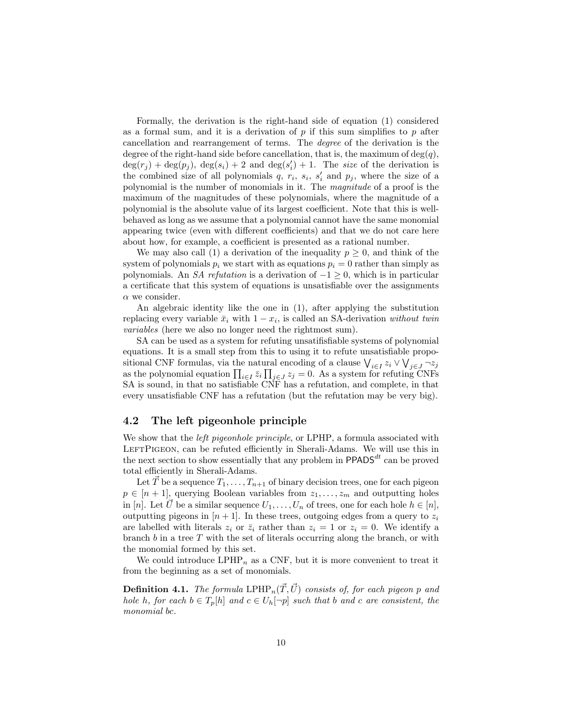Formally, the derivation is the right-hand side of equation (1) considered as a formal sum, and it is a derivation of $p$ if this sum simplifies to $p$ after cancellation and rearrangement of terms. The *degree* of the derivation is the degree of the right-hand side before cancellation, that is, the maximum of $\deg(q)$, $\deg(r_j) + \deg(p_j)$, $\deg(s_i) + 2$ and $\deg(s'_i) + 1$. The *size* of the derivation is the combined size of all polynomials $q$, $r_i$, $s_i$, $s'_i$ and $p_j$, where the size of a polynomial is the number of monomials in it. The *magnitude* of a proof is the maximum of the magnitudes of these polynomials, where the magnitude of a polynomial is the absolute value of its largest coefficient. Note that this is well-behaved as long as we assume that a polynomial cannot have the same monomial appearing twice (even with different coefficients) and that we do not care here about how, for example, a coefficient is presented as a rational number.

We may also call (1) a derivation of the inequality $p \geq 0$, and think of the system of polynomials $p_i$ we start with as equations $p_i = 0$ rather than simply as polynomials. An *SA refutation* is a derivation of $-1 \geq 0$, which is in particular a certificate that this system of equations is unsatisfiable over the assignments $\alpha$ we consider.

An algebraic identity like the one in (1), after applying the substitution replacing every variable $\bar{x}_i$ with $1 - x_i$, is called an SA-derivation *without twin variables* (here we also no longer need the rightmost sum).

SA can be used as a system for refuting unsatisfiable systems of polynomial equations. It is a small step from this to using it to refute unsatisfiable propositional CNF formulas, via the natural encoding of a clause $\bigvee_{i \in I} z_i \vee \bigvee_{j \in J} \neg z_j$ as the polynomial equation $\prod_{i \in I} \bar{z}_i \prod_{j \in J} z_j = 0$. As a system for refuting CNFs SA is sound, in that no satisfiable CNF has a refutation, and complete, in that every unsatisfiable CNF has a refutation (but the refutation may be very big).

## 4.2 The left pigeonhole principle

We show that the *left pigeonhole principle*, or LPHP, a formula associated with LeftPigeon, can be refuted efficiently in Sherali-Adams. We will use this in the next section to show essentially that any problem in $\mathsf{PPADS}^{dt}$ can be proved total efficiently in Sherali-Adams.

Let $\vec{T}$ be a sequence $T_1, \ldots, T_{n+1}$ of binary decision trees, one for each pigeon $p \in [n+1]$, querying Boolean variables from $z_1, \ldots, z_m$ and outputting holes in $[n]$. Let $\vec{U}$ be a similar sequence $U_1, \ldots, U_n$ of trees, one for each hole $h \in [n]$, outputting pigeons in $[n+1]$. In these trees, outgoing edges from a query to $z_i$ are labelled with literals $z_i$ or $\bar{z}_i$ rather than $z_i = 1$ or $z_i = 0$. We identify a branch $b$ in a tree $T$ with the set of literals occurring along the branch, or with the monomial formed by this set.

We could introduce $\mathrm{LPHP}_n$ as a CNF, but it is more convenient to treat it from the beginning as a set of monomials.

**Definition 4.1.** *The formula $\mathrm{LPHP}_n(\vec{T}, \vec{U})$ consists of, for each pigeon $p$ and hole $h$, for each $b \in T_p[h]$ and $c \in U_h[\neg p]$ such that $b$ and $c$ are consistent, the monomial $bc$.*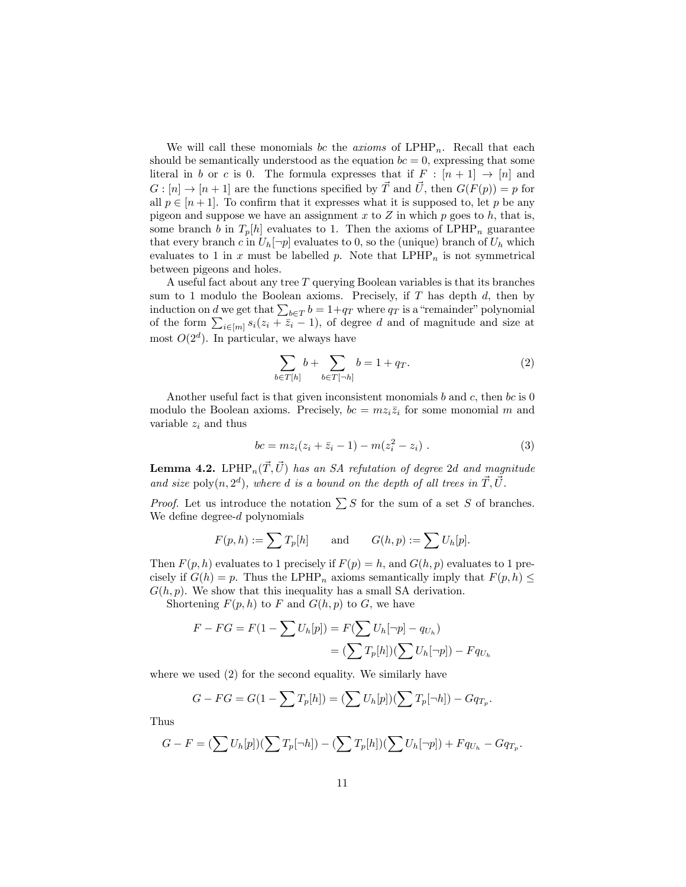We will call these monomials $bc$ the *axioms* of $\mathrm{LPHP}_n$. Recall that each should be semantically understood as the equation $bc = 0$, expressing that some literal in $b$ or $c$ is 0. The formula expresses that if $F : [n+1] \to [n]$ and $G : [n] \to [n+1]$ are the functions specified by $\vec{T}$ and $\vec{U}$, then $G(F(p)) = p$ for all $p \in [n+1]$. To confirm that it expresses what it is supposed to, let $p$ be any pigeon and suppose we have an assignment $x$ to $Z$ in which $p$ goes to $h$, that is, some branch $b$ in $T_p[h]$ evaluates to 1. Then the axioms of $\mathrm{LPHP}_n$ guarantee that every branch $c$ in $U_h[\neg p]$ evaluates to 0, so the (unique) branch of $U_h$ which evaluates to 1 in $x$ must be labelled $p$. Note that $\mathrm{LPHP}_n$ is not symmetrical between pigeons and holes.

A useful fact about any tree $T$ querying Boolean variables is that its branches sum to 1 modulo the Boolean axioms. Precisely, if $T$ has depth $d$, then by induction on $d$ we get that $\sum_{b \in T} b = 1 + q_T$ where $q_T$ is a "remainder" polynomial of the form $\sum_{i \in [m]} s_i(z_i + \bar{z}_i - 1)$, of degree $d$ and of magnitude and size at most $O(2^d)$. In particular, we always have

$$\sum_{b \in T[h]} b + \sum_{b \in T[\neg h]} b = 1 + q_T. \tag{2}$$

Another useful fact is that given inconsistent monomials $b$ and $c$, then $bc$ is 0 modulo the Boolean axioms. Precisely, $bc = m z_i \bar{z}_i$ for some monomial $m$ and variable $z_i$ and thus

$$bc = m z_i (z_i + \bar{z}_i - 1) - m(z_i^2 - z_i) \ . \tag{3}$$

**Lemma 4.2.** *$\mathrm{LPHP}_n(\vec{T}, \vec{U})$ has an SA refutation of degree $2d$ and magnitude and size $\mathrm{poly}(n, 2^d)$, where $d$ is a bound on the depth of all trees in $\vec{T}, \vec{U}$.*

*Proof.* Let us introduce the notation $\sum S$ for the sum of a set $S$ of branches. We define degree-$d$ polynomials

$$F(p,h) := \sum T_p[h] \qquad \text{and} \qquad G(h,p) := \sum U_h[p].$$

Then $F(p,h)$ evaluates to 1 precisely if $F(p) = h$, and $G(h,p)$ evaluates to 1 precisely if $G(h) = p$. Thus the $\mathrm{LPHP}_n$ axioms semantically imply that $F(p,h) \leq G(h,p)$. We show that this inequality has a small SA derivation.

Shortening $F(p,h)$ to $F$ and $G(h,p)$ to $G$, we have

$$\begin{aligned} F - FG = F\big(1 - \textstyle\sum U_h[p]\big) &= F\big(\textstyle\sum U_h[\neg p] - q_{U_h}\big) \\ &= \big(\textstyle\sum T_p[h]\big)\big(\textstyle\sum U_h[\neg p]\big) - F q_{U_h} \end{aligned}$$

where we used (2) for the second equality. We similarly have

$$G - FG = G\big(1 - \textstyle\sum T_p[h]\big) = \big(\textstyle\sum U_h[p]\big)\big(\textstyle\sum T_p[\neg h]\big) - G q_{T_p}.$$

Thus

$$G - F = \big(\textstyle\sum U_h[p]\big)\big(\textstyle\sum T_p[\neg h]\big) - \big(\textstyle\sum T_p[h]\big)\big(\textstyle\sum U_h[\neg p]\big) + F q_{U_h} - G q_{T_p}.$$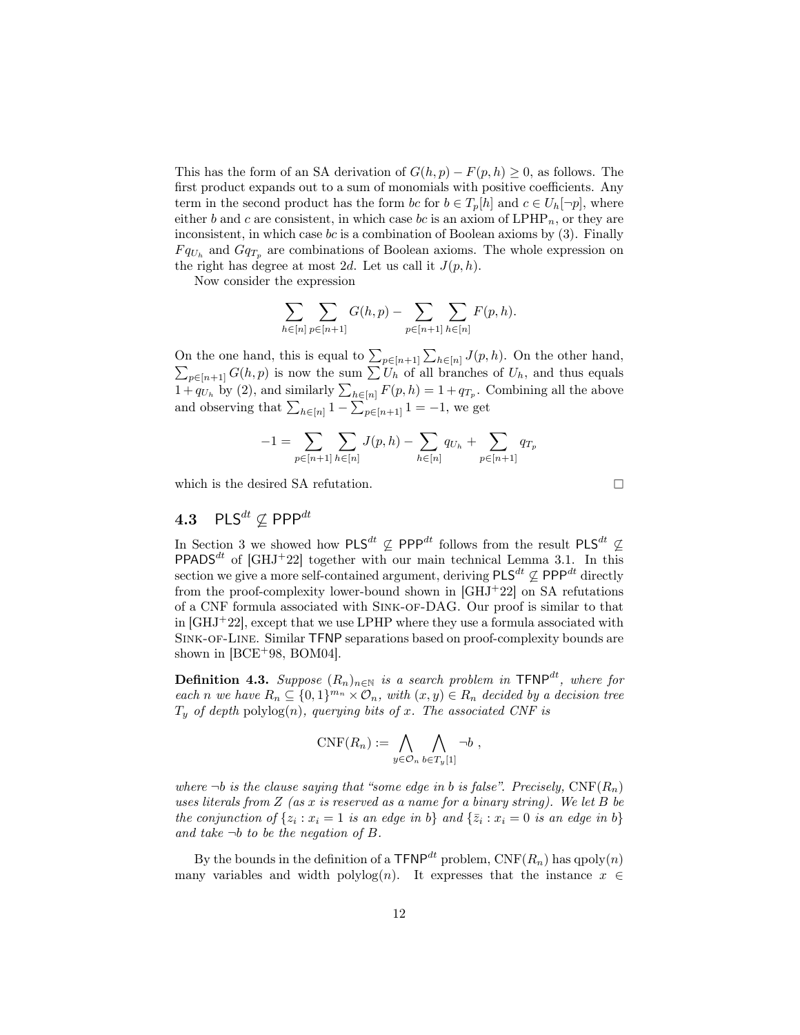This has the form of an SA derivation of $G(h,p) - F(p,h) \geq 0$, as follows. The first product expands out to a sum of monomials with positive coefficients. Any term in the second product has the form $bc$ for $b \in T_p[h]$ and $c \in U_h[\neg p]$, where either $b$ and $c$ are consistent, in which case $bc$ is an axiom of $\mathrm{LPHP}_n$, or they are inconsistent, in which case $bc$ is a combination of Boolean axioms by (3). Finally $Fq_{U_h}$ and $Gq_{T_p}$ are combinations of Boolean axioms. The whole expression on the right has degree at most $2d$. Let us call it $J(p,h)$.

Now consider the expression

$$\sum_{h\in[n]} \sum_{p\in[n+1]} G(h,p) - \sum_{p\in[n+1]} \sum_{h\in[n]} F(p,h).$$

On the one hand, this is equal to $\sum_{p\in[n+1]} \sum_{h\in[n]} J(p,h)$. On the other hand, $\sum_{p\in[n+1]} G(h,p)$ is now the sum $\sum U_h$ of all branches of $U_h$, and thus equals $1 + q_{U_h}$ by (2), and similarly $\sum_{h\in[n]} F(p,h) = 1 + q_{T_p}$. Combining all the above and observing that $\sum_{h\in[n]} 1 - \sum_{p\in[n+1]} 1 = -1$, we get

$$-1 = \sum_{p\in[n+1]} \sum_{h\in[n]} J(p,h) - \sum_{h\in[n]} q_{U_h} + \sum_{p\in[n+1]} q_{T_p}$$

which is the desired SA refutation. $\square$

## 4.3 $\mathsf{PLS}^{dt} \not\subseteq \mathsf{PPP}^{dt}$

In Section 3 we showed how $\mathsf{PLS}^{dt} \not\subseteq \mathsf{PPP}^{dt}$ follows from the result $\mathsf{PLS}^{dt} \not\subseteq \mathsf{PPADS}^{dt}$ of [GHJ+22] together with our main technical Lemma 3.1. In this section we give a more self-contained argument, deriving $\mathsf{PLS}^{dt} \not\subseteq \mathsf{PPP}^{dt}$ directly from the proof-complexity lower-bound shown in [GHJ+22] on SA refutations of a CNF formula associated with Sink-of-DAG. Our proof is similar to that in [GHJ+22], except that we use LPHP where they use a formula associated with Sink-of-Line. Similar $\mathsf{TFNP}$ separations based on proof-complexity bounds are shown in [BCE+98, BOM04].

**Definition 4.3.** *Suppose $(R_n)_{n\in\mathbb{N}}$ is a search problem in $\mathsf{TFNP}^{dt}$, where for each $n$ we have $R_n \subseteq \{0,1\}^{m_n} \times \mathcal{O}_n$, with $(x,y) \in R_n$ decided by a decision tree $T_y$ of depth $\mathrm{polylog}(n)$, querying bits of $x$. The associated CNF is*

$$\mathrm{CNF}(R_n) := \bigwedge_{y\in\mathcal{O}_n} \bigwedge_{b\in T_y[1]} \neg b \ ,$$

*where $\neg b$ is the clause saying that "some edge in $b$ is false". Precisely, $\mathrm{CNF}(R_n)$ uses literals from $Z$ (as $x$ is reserved as a name for a binary string). We let $B$ be the conjunction of $\{z_i : x_i = 1 \text{ is an edge in } b\}$ and $\{\bar{z}_i : x_i = 0 \text{ is an edge in } b\}$ and take $\neg b$ to be the negation of $B$.*

By the bounds in the definition of a $\mathsf{TFNP}^{dt}$ problem, $\mathrm{CNF}(R_n)$ has $\mathrm{qpoly}(n)$ many variables and width $\mathrm{polylog}(n)$. It expresses that the instance $x \in$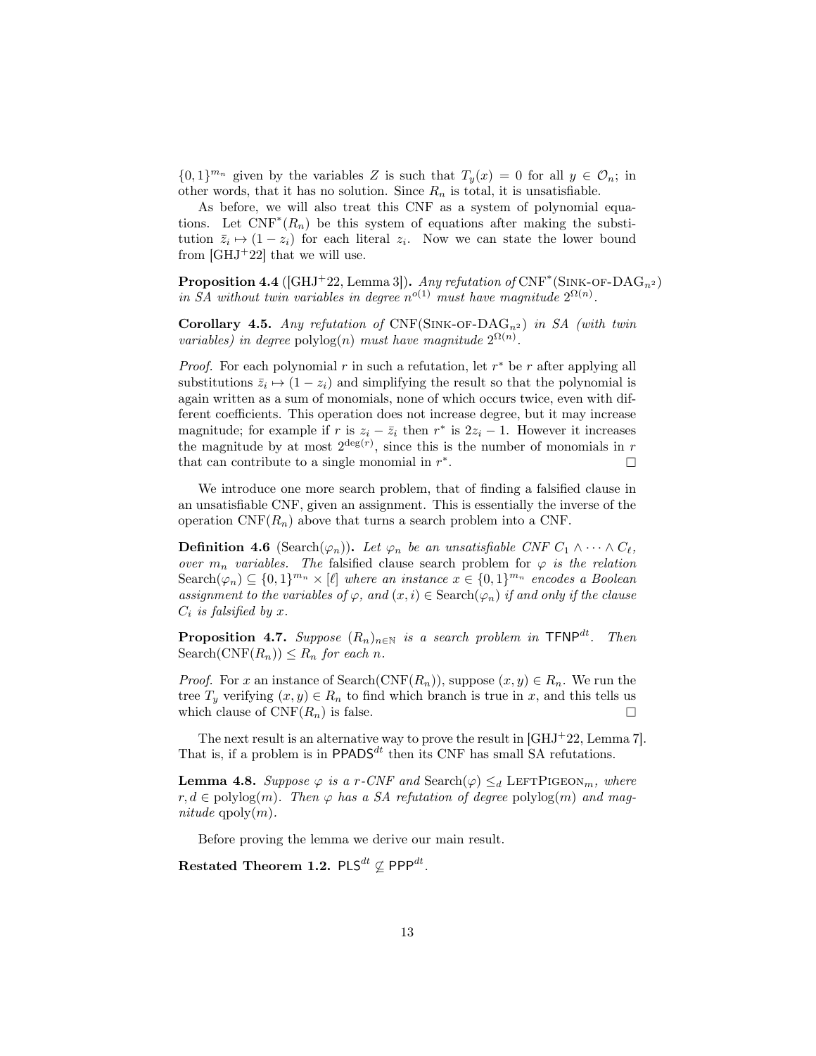$\{0,1\}^{m_n}$ given by the variables $Z$ is such that $T_y(x) = 0$ for all $y \in \mathcal{O}_n$; in other words, that it has no solution. Since $R_n$ is total, it is unsatisfiable.

As before, we will also treat this CNF as a system of polynomial equations. Let $\mathrm{CNF}^*(R_n)$ be this system of equations after making the substitution $\bar{z}_i \mapsto (1 - z_i)$ for each literal $z_i$. Now we can state the lower bound from [GHJ+22] that we will use.

**Proposition 4.4** ([GHJ+22, Lemma 3]). *Any refutation of* $\mathrm{CNF}^*(\textsc{Sink-of-DAG}_{n^2})$ *in SA without twin variables in degree* $n^{o(1)}$ *must have magnitude* $2^{\Omega(n)}$.

**Corollary 4.5.** *Any refutation of* $\mathrm{CNF}(\textsc{Sink-of-DAG}_{n^2})$ *in SA (with twin variables) in degree* $\mathrm{polylog}(n)$ *must have magnitude* $2^{\Omega(n)}$.

*Proof.* For each polynomial $r$ in such a refutation, let $r^*$ be $r$ after applying all substitutions $\bar{z}_i \mapsto (1 - z_i)$ and simplifying the result so that the polynomial is again written as a sum of monomials, none of which occurs twice, even with different coefficients. This operation does not increase degree, but it may increase magnitude; for example if $r$ is $z_i - \bar{z}_i$ then $r^*$ is $2z_i - 1$. However it increases the magnitude by at most $2^{\deg(r)}$, since this is the number of monomials in $r$ that can contribute to a single monomial in $r^*$. □

We introduce one more search problem, that of finding a falsified clause in an unsatisfiable CNF, given an assignment. This is essentially the inverse of the operation $\mathrm{CNF}(R_n)$ above that turns a search problem into a CNF.

**Definition 4.6** ($\mathrm{Search}(\varphi_n)$). *Let* $\varphi_n$ *be an unsatisfiable CNF* $C_1 \wedge \cdots \wedge C_\ell$, *over* $m_n$ *variables. The* falsified clause search problem *for* $\varphi$ *is the relation* $\mathrm{Search}(\varphi_n) \subseteq \{0,1\}^{m_n} \times [\ell]$ *where an instance* $x \in \{0,1\}^{m_n}$ *encodes a Boolean assignment to the variables of* $\varphi$, *and* $(x, i) \in \mathrm{Search}(\varphi_n)$ *if and only if the clause* $C_i$ *is falsified by* $x$.

**Proposition 4.7.** *Suppose* $(R_n)_{n\in\mathbb{N}}$ *is a search problem in* $\mathsf{TFNP}^{dt}$. *Then* $\mathrm{Search}(\mathrm{CNF}(R_n)) \leq R_n$ *for each* $n$.

*Proof.* For $x$ an instance of $\mathrm{Search}(\mathrm{CNF}(R_n))$, suppose $(x, y) \in R_n$. We run the tree $T_y$ verifying $(x, y) \in R_n$ to find which branch is true in $x$, and this tells us which clause of $\mathrm{CNF}(R_n)$ is false. □

The next result is an alternative way to prove the result in [GHJ+22, Lemma 7]. That is, if a problem is in $\mathsf{PPADS}^{dt}$ then its CNF has small SA refutations.

**Lemma 4.8.** *Suppose* $\varphi$ *is a* $r$*-CNF and* $\mathrm{Search}(\varphi) \leq_d \textsc{LeftPigeon}_m$, *where* $r, d \in \mathrm{polylog}(m)$. *Then* $\varphi$ *has a SA refutation of degree* $\mathrm{polylog}(m)$ *and magnitude* $\mathrm{qpoly}(m)$.

Before proving the lemma we derive our main result.

**Restated Theorem 1.2.** $\mathsf{PLS}^{dt} \not\subseteq \mathsf{PPP}^{dt}$.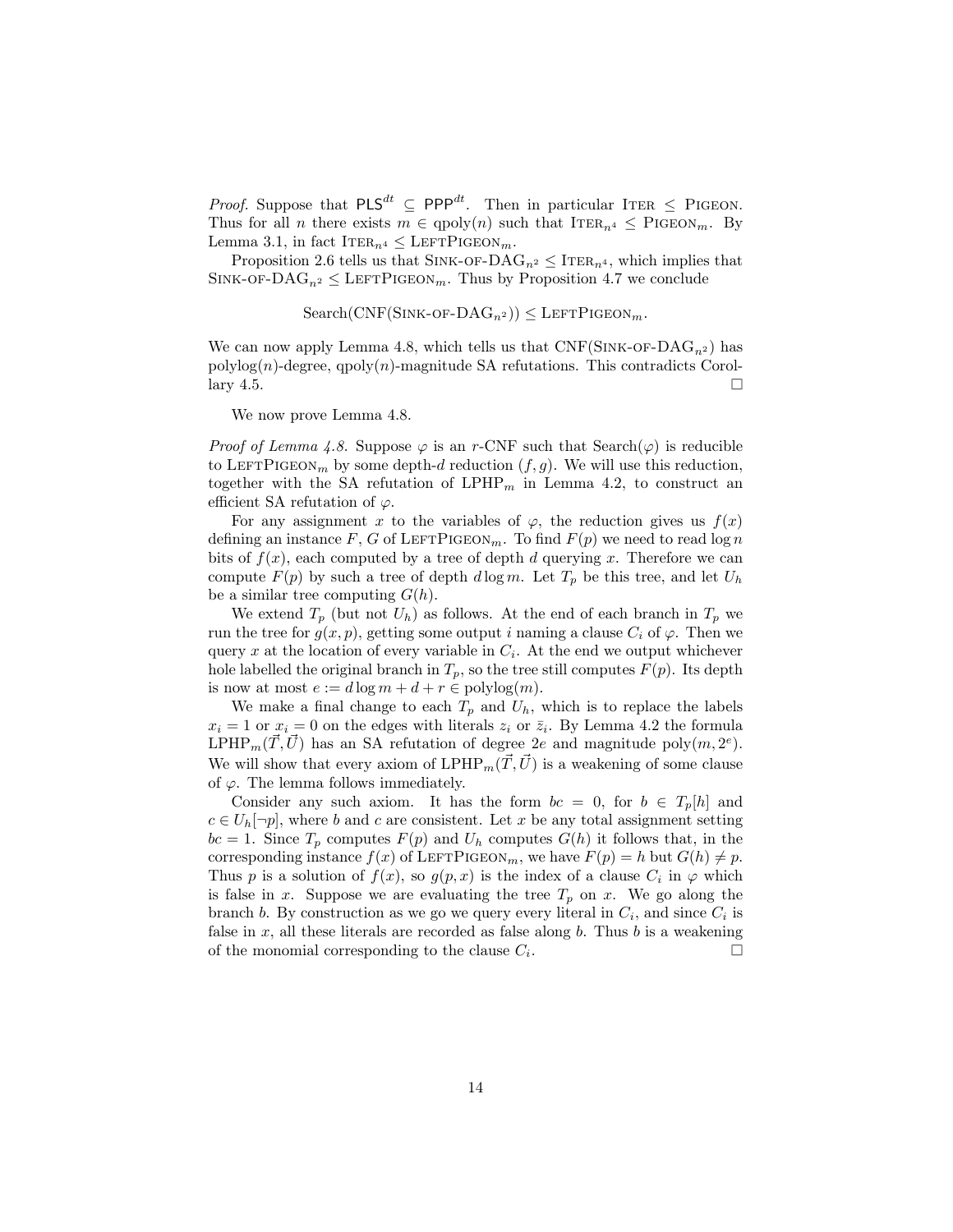*Proof.* Suppose that $\mathsf{PLS}^{dt} \subseteq \mathsf{PPP}^{dt}$. Then in particular $\textsc{Iter} \leq \textsc{Pigeon}$. Thus for all $n$ there exists $m \in \text{qpoly}(n)$ such that $\textsc{Iter}_{n^4} \leq \textsc{Pigeon}_m$. By Lemma 3.1, in fact $\textsc{Iter}_{n^4} \leq \textsc{LeftPigeon}_m$.

Proposition 2.6 tells us that $\textsc{Sink-of-DAG}_{n^2} \leq \textsc{Iter}_{n^4}$, which implies that $\textsc{Sink-of-DAG}_{n^2} \leq \textsc{LeftPigeon}_m$. Thus by Proposition 4.7 we conclude

$$\text{Search}(\text{CNF}(\textsc{Sink-of-DAG}_{n^2})) \leq \textsc{LeftPigeon}_m.$$

We can now apply Lemma 4.8, which tells us that $\text{CNF}(\textsc{Sink-of-DAG}_{n^2})$ has $\text{polylog}(n)$-degree, $\text{qpoly}(n)$-magnitude SA refutations. This contradicts Corollary 4.5. □

We now prove Lemma 4.8.

*Proof of Lemma 4.8.* Suppose $\varphi$ is an $r$-CNF such that $\text{Search}(\varphi)$ is reducible to $\textsc{LeftPigeon}_m$ by some depth-$d$ reduction $(f, g)$. We will use this reduction, together with the SA refutation of $\text{LPHP}_m$ in Lemma 4.2, to construct an efficient SA refutation of $\varphi$.

For any assignment $x$ to the variables of $\varphi$, the reduction gives us $f(x)$ defining an instance $F, G$ of $\textsc{LeftPigeon}_m$. To find $F(p)$ we need to read $\log n$ bits of $f(x)$, each computed by a tree of depth $d$ querying $x$. Therefore we can compute $F(p)$ by such a tree of depth $d \log m$. Let $T_p$ be this tree, and let $U_h$ be a similar tree computing $G(h)$.

We extend $T_p$ (but not $U_h$) as follows. At the end of each branch in $T_p$ we run the tree for $g(x, p)$, getting some output $i$ naming a clause $C_i$ of $\varphi$. Then we query $x$ at the location of every variable in $C_i$. At the end we output whichever hole labelled the original branch in $T_p$, so the tree still computes $F(p)$. Its depth is now at most $e := d \log m + d + r \in \text{polylog}(m)$.

We make a final change to each $T_p$ and $U_h$, which is to replace the labels $x_i = 1$ or $x_i = 0$ on the edges with literals $z_i$ or $\bar{z}_i$. By Lemma 4.2 the formula $\text{LPHP}_m(\vec{T}, \vec{U})$ has an SA refutation of degree $2e$ and magnitude $\text{poly}(m, 2^e)$. We will show that every axiom of $\text{LPHP}_m(\vec{T}, \vec{U})$ is a weakening of some clause of $\varphi$. The lemma follows immediately.

Consider any such axiom. It has the form $bc = 0$, for $b \in T_p[h]$ and $c \in U_h[\neg p]$, where $b$ and $c$ are consistent. Let $x$ be any total assignment setting $bc = 1$. Since $T_p$ computes $F(p)$ and $U_h$ computes $G(h)$ it follows that, in the corresponding instance $f(x)$ of $\textsc{LeftPigeon}_m$, we have $F(p) = h$ but $G(h) \neq p$. Thus $p$ is a solution of $f(x)$, so $g(p, x)$ is the index of a clause $C_i$ in $\varphi$ which is false in $x$. Suppose we are evaluating the tree $T_p$ on $x$. We go along the branch $b$. By construction as we go we query every literal in $C_i$, and since $C_i$ is false in $x$, all these literals are recorded as false along $b$. Thus $b$ is a weakening of the monomial corresponding to the clause $C_i$. □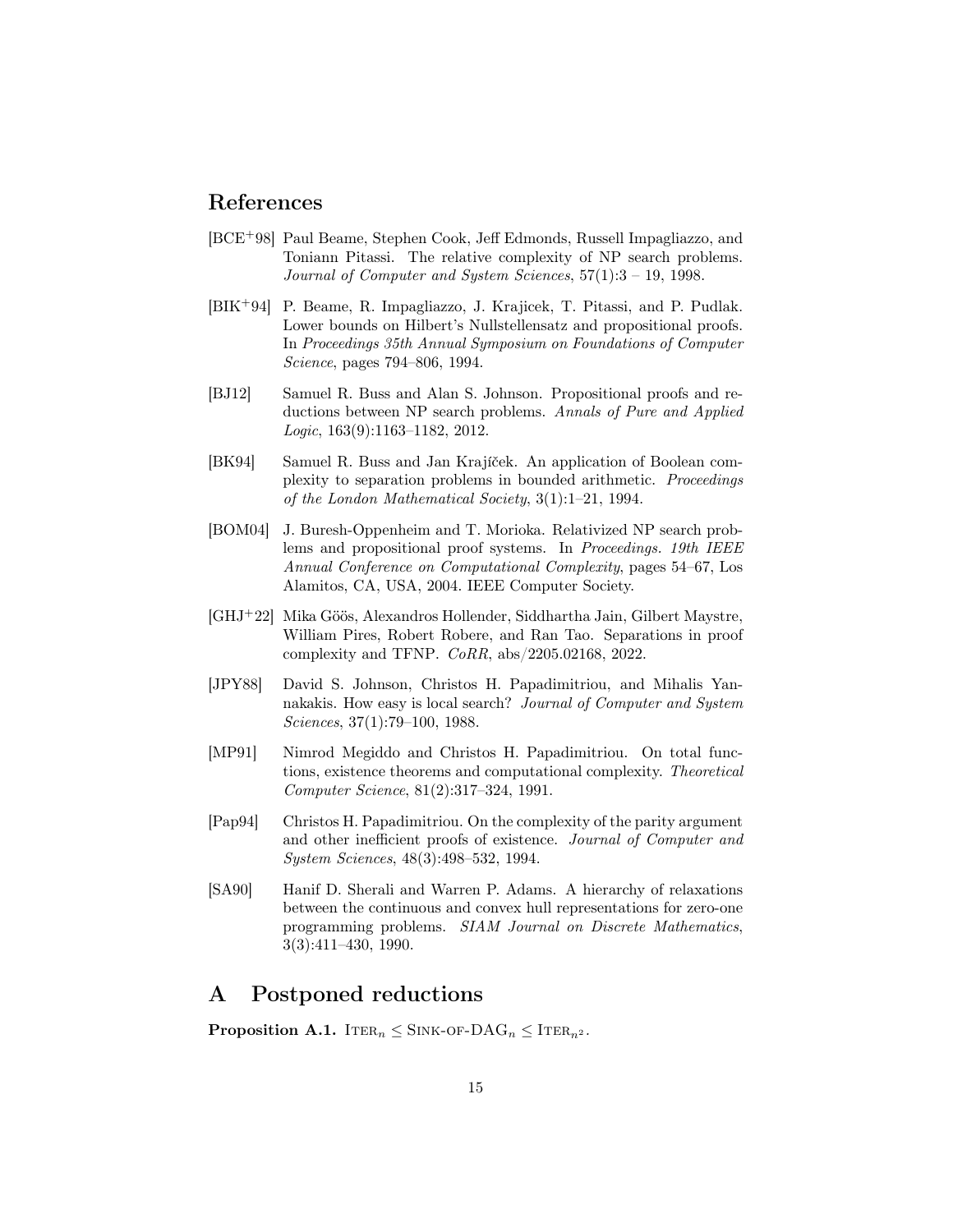## References

[BCE+98] Paul Beame, Stephen Cook, Jeff Edmonds, Russell Impagliazzo, and Toniann Pitassi. The relative complexity of NP search problems. *Journal of Computer and System Sciences*, 57(1):3 – 19, 1998.

[BIK+94] P. Beame, R. Impagliazzo, J. Krajicek, T. Pitassi, and P. Pudlak. Lower bounds on Hilbert's Nullstellensatz and propositional proofs. In *Proceedings 35th Annual Symposium on Foundations of Computer Science*, pages 794–806, 1994.

[BJ12] Samuel R. Buss and Alan S. Johnson. Propositional proofs and reductions between NP search problems. *Annals of Pure and Applied Logic*, 163(9):1163–1182, 2012.

[BK94] Samuel R. Buss and Jan Krajíček. An application of Boolean complexity to separation problems in bounded arithmetic. *Proceedings of the London Mathematical Society*, 3(1):1–21, 1994.

[BOM04] J. Buresh-Oppenheim and T. Morioka. Relativized NP search problems and propositional proof systems. In *Proceedings. 19th IEEE Annual Conference on Computational Complexity*, pages 54–67, Los Alamitos, CA, USA, 2004. IEEE Computer Society.

[GHJ+22] Mika Göös, Alexandros Hollender, Siddhartha Jain, Gilbert Maystre, William Pires, Robert Robere, and Ran Tao. Separations in proof complexity and TFNP. *CoRR*, abs/2205.02168, 2022.

[JPY88] David S. Johnson, Christos H. Papadimitriou, and Mihalis Yannakakis. How easy is local search? *Journal of Computer and System Sciences*, 37(1):79–100, 1988.

[MP91] Nimrod Megiddo and Christos H. Papadimitriou. On total functions, existence theorems and computational complexity. *Theoretical Computer Science*, 81(2):317–324, 1991.

[Pap94] Christos H. Papadimitriou. On the complexity of the parity argument and other inefficient proofs of existence. *Journal of Computer and System Sciences*, 48(3):498–532, 1994.

[SA90] Hanif D. Sherali and Warren P. Adams. A hierarchy of relaxations between the continuous and convex hull representations for zero-one programming problems. *SIAM Journal on Discrete Mathematics*, 3(3):411–430, 1990.

# A Postponed reductions

**Proposition A.1.** $\text{Iter}_n \leq \text{Sink-of-DAG}_n \leq \text{Iter}_{n^2}$.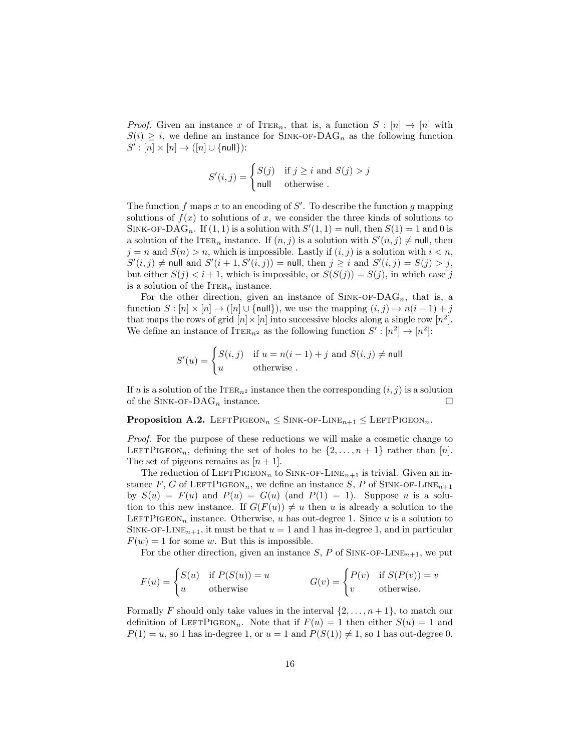*Proof.* Given an instance $x$ of $\text{ITER}_n$, that is, a function $S : [n] \to [n]$ with $S(i) \geq i$, we define an instance for $\text{SINK-OF-DAG}_n$ as the following function $S' : [n] \times [n] \to ([n] \cup \{\mathsf{null}\})$:

$$S'(i,j) = \begin{cases} S(j) & \text{if } j \geq i \text{ and } S(j) > j \\ \mathsf{null} & \text{otherwise} . \end{cases}$$

The function $f$ maps $x$ to an encoding of $S'$. To describe the function $g$ mapping solutions of $f(x)$ to solutions of $x$, we consider the three kinds of solutions to $\text{SINK-OF-DAG}_n$. If $(1,1)$ is a solution with $S'(1,1) = \mathsf{null}$, then $S(1) = 1$ and 0 is a solution of the $\text{ITER}_n$ instance. If $(n,j)$ is a solution with $S'(n,j) \neq \mathsf{null}$, then $j = n$ and $S(n) > n$, which is impossible. Lastly if $(i,j)$ is a solution with $i < n$, $S'(i,j) \neq \mathsf{null}$ and $S'(i+1, S'(i,j)) = \mathsf{null}$, then $j \geq i$ and $S'(i,j) = S(j) > j$, but either $S(j) < i+1$, which is impossible, or $S(S(j)) = S(j)$, in which case $j$ is a solution of the $\text{ITER}_n$ instance.

For the other direction, given an instance of $\text{SINK-OF-DAG}_n$, that is, a function $S : [n] \times [n] \to ([n] \cup \{\mathsf{null}\})$, we use the mapping $(i,j) \mapsto n(i-1) + j$ that maps the rows of grid $[n] \times [n]$ into successive blocks along a single row $[n^2]$. We define an instance of $\text{ITER}_{n^2}$ as the following function $S' : [n^2] \to [n^2]$:

$$S'(u) = \begin{cases} S(i,j) & \text{if } u = n(i-1) + j \text{ and } S(i,j) \neq \mathsf{null} \\ u & \text{otherwise} . \end{cases}$$

If $u$ is a solution of the $\text{ITER}_{n^2}$ instance then the corresponding $(i,j)$ is a solution of the $\text{SINK-OF-DAG}_n$ instance. □

**Proposition A.2.** $\text{LEFTPIGEON}_n \leq \text{SINK-OF-LINE}_{n+1} \leq \text{LEFTPIGEON}_n$.

*Proof.* For the purpose of these reductions we will make a cosmetic change to $\text{LEFTPIGEON}_n$, defining the set of holes to be $\{2, \dots, n+1\}$ rather than $[n]$. The set of pigeons remains as $[n+1]$.

The reduction of $\text{LEFTPIGEON}_n$ to $\text{SINK-OF-LINE}_{n+1}$ is trivial. Given an instance $F$, $G$ of $\text{LEFTPIGEON}_n$, we define an instance $S$, $P$ of $\text{SINK-OF-LINE}_{n+1}$ by $S(u) = F(u)$ and $P(u) = G(u)$ (and $P(1) = 1$). Suppose $u$ is a solution to this new instance. If $G(F(u)) \neq u$ then $u$ is already a solution to the $\text{LEFTPIGEON}_n$ instance. Otherwise, $u$ has out-degree 1. Since $u$ is a solution to $\text{SINK-OF-LINE}_{n+1}$, it must be that $u = 1$ and 1 has in-degree 1, and in particular $F(w) = 1$ for some $w$. But this is impossible.

For the other direction, given an instance $S$, $P$ of $\text{SINK-OF-LINE}_{n+1}$, we put

$$F(u) = \begin{cases} S(u) & \text{if } P(S(u)) = u \\ u & \text{otherwise} \end{cases} \qquad G(v) = \begin{cases} P(v) & \text{if } S(P(v)) = v \\ v & \text{otherwise.} \end{cases}$$

Formally $F$ should only take values in the interval $\{2, \dots, n+1\}$, to match our definition of $\text{LEFTPIGEON}_n$. Note that if $F(u) = 1$ then either $S(u) = 1$ and $P(1) = u$, so 1 has in-degree 1, or $u = 1$ and $P(S(1)) \neq 1$, so 1 has out-degree 0.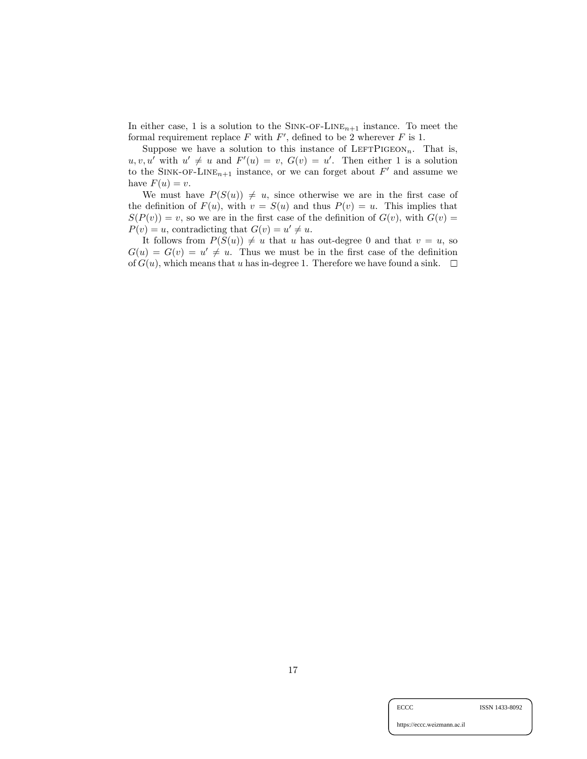In either case, 1 is a solution to the $\text{SINK-OF-LINE}_{n+1}$ instance. To meet the formal requirement replace $F$ with $F'$, defined to be 2 wherever $F$ is 1.

Suppose we have a solution to this instance of $\text{LEFTPIGEON}_n$. That is, $u, v, u'$ with $u' \neq u$ and $F'(u) = v$, $G(v) = u'$. Then either 1 is a solution to the $\text{SINK-OF-LINE}_{n+1}$ instance, or we can forget about $F'$ and assume we have $F(u) = v$.

We must have $P(S(u)) \neq u$, since otherwise we are in the first case of the definition of $F(u)$, with $v = S(u)$ and thus $P(v) = u$. This implies that $S(P(v)) = v$, so we are in the first case of the definition of $G(v)$, with $G(v) = P(v) = u$, contradicting that $G(v) = u' \neq u$.

It follows from $P(S(u)) \neq u$ that $u$ has out-degree 0 and that $v = u$, so $G(u) = G(v) = u' \neq u$. Thus we must be in the first case of the definition of $G(u)$, which means that $u$ has in-degree 1. Therefore we have found a sink. $\square$

ECCC ISSN 1433-8092

https://eccc.weizmann.ac.il